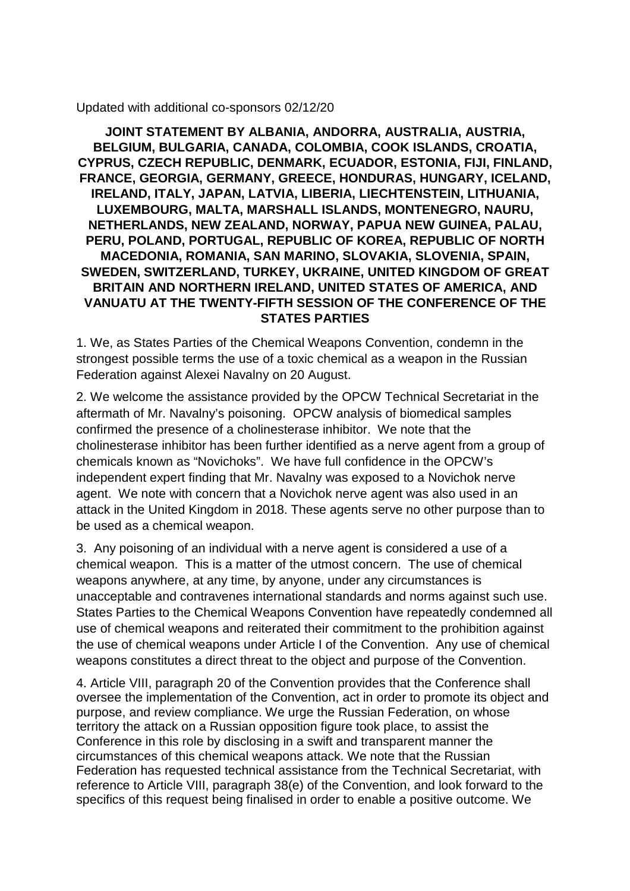Updated with additional co-sponsors 02/12/20

**JOINT STATEMENT BY ALBANIA, ANDORRA, AUSTRALIA, AUSTRIA, BELGIUM, BULGARIA, CANADA, COLOMBIA, COOK ISLANDS, CROATIA, CYPRUS, CZECH REPUBLIC, DENMARK, ECUADOR, ESTONIA, FIJI, FINLAND, FRANCE, GEORGIA, GERMANY, GREECE, HONDURAS, HUNGARY, ICELAND, IRELAND, ITALY, JAPAN, LATVIA, LIBERIA, LIECHTENSTEIN, LITHUANIA, LUXEMBOURG, MALTA, MARSHALL ISLANDS, MONTENEGRO, NAURU, NETHERLANDS, NEW ZEALAND, NORWAY, PAPUA NEW GUINEA, PALAU, PERU, POLAND, PORTUGAL, REPUBLIC OF KOREA, REPUBLIC OF NORTH MACEDONIA, ROMANIA, SAN MARINO, SLOVAKIA, SLOVENIA, SPAIN, SWEDEN, SWITZERLAND, TURKEY, UKRAINE, UNITED KINGDOM OF GREAT BRITAIN AND NORTHERN IRELAND, UNITED STATES OF AMERICA, AND VANUATU AT THE TWENTY-FIFTH SESSION OF THE CONFERENCE OF THE STATES PARTIES**

1. We, as States Parties of the Chemical Weapons Convention, condemn in the strongest possible terms the use of a toxic chemical as a weapon in the Russian Federation against Alexei Navalny on 20 August.

2. We welcome the assistance provided by the OPCW Technical Secretariat in the aftermath of Mr. Navalny's poisoning. OPCW analysis of biomedical samples confirmed the presence of a cholinesterase inhibitor. We note that the cholinesterase inhibitor has been further identified as a nerve agent from a group of chemicals known as "Novichoks". We have full confidence in the OPCW's independent expert finding that Mr. Navalny was exposed to a Novichok nerve agent. We note with concern that a Novichok nerve agent was also used in an attack in the United Kingdom in 2018. These agents serve no other purpose than to be used as a chemical weapon.

3. Any poisoning of an individual with a nerve agent is considered a use of a chemical weapon. This is a matter of the utmost concern. The use of chemical weapons anywhere, at any time, by anyone, under any circumstances is unacceptable and contravenes international standards and norms against such use. States Parties to the Chemical Weapons Convention have repeatedly condemned all use of chemical weapons and reiterated their commitment to the prohibition against the use of chemical weapons under Article I of the Convention. Any use of chemical weapons constitutes a direct threat to the object and purpose of the Convention.

4. Article VIII, paragraph 20 of the Convention provides that the Conference shall oversee the implementation of the Convention, act in order to promote its object and purpose, and review compliance. We urge the Russian Federation, on whose territory the attack on a Russian opposition figure took place, to assist the Conference in this role by disclosing in a swift and transparent manner the circumstances of this chemical weapons attack. We note that the Russian Federation has requested technical assistance from the Technical Secretariat, with reference to Article VIII, paragraph 38(e) of the Convention, and look forward to the specifics of this request being finalised in order to enable a positive outcome. We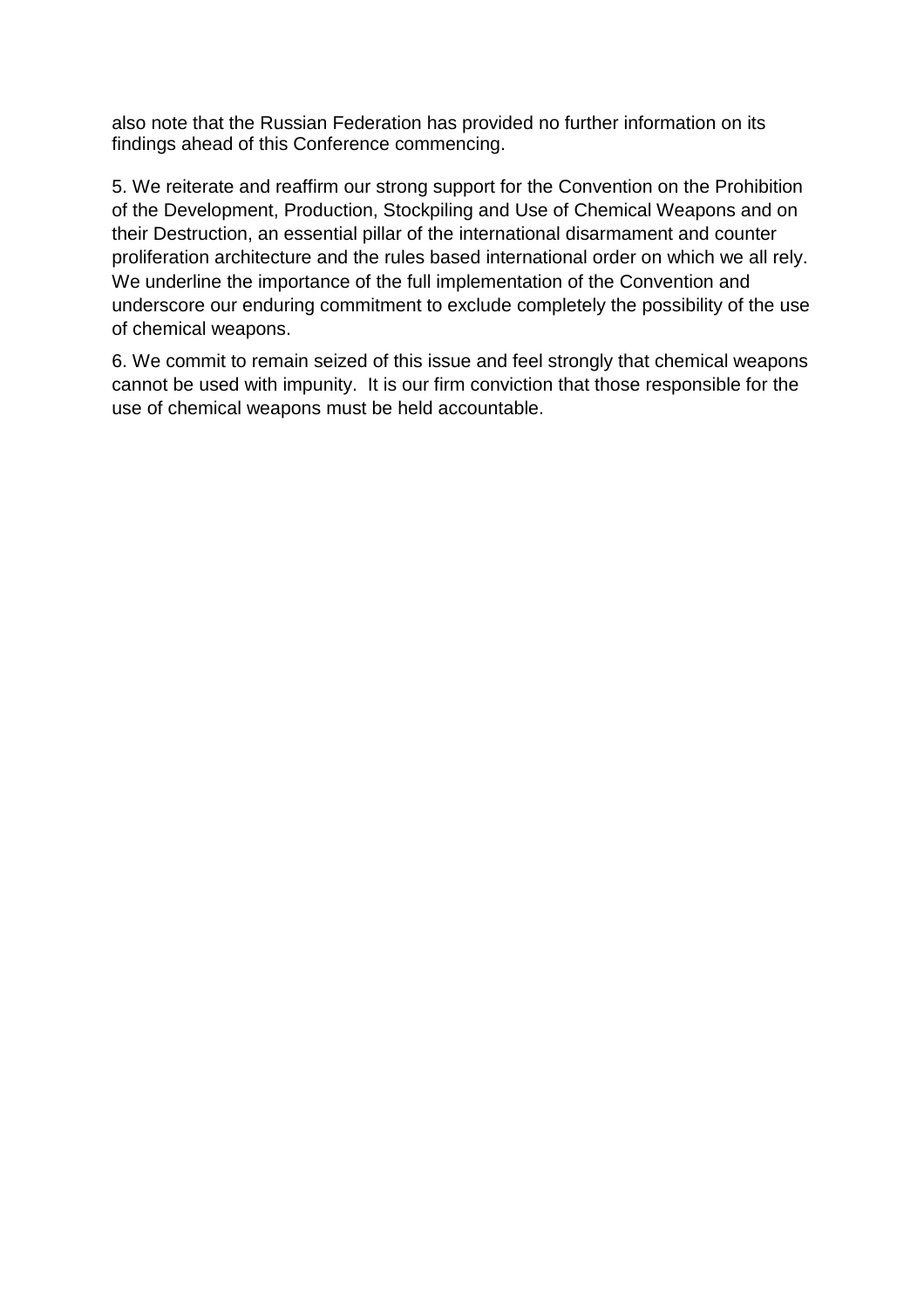also note that the Russian Federation has provided no further information on its findings ahead of this Conference commencing.

5. We reiterate and reaffirm our strong support for the Convention on the Prohibition of the Development, Production, Stockpiling and Use of Chemical Weapons and on their Destruction, an essential pillar of the international disarmament and counter proliferation architecture and the rules based international order on which we all rely. We underline the importance of the full implementation of the Convention and underscore our enduring commitment to exclude completely the possibility of the use of chemical weapons.

6. We commit to remain seized of this issue and feel strongly that chemical weapons cannot be used with impunity. It is our firm conviction that those responsible for the use of chemical weapons must be held accountable.